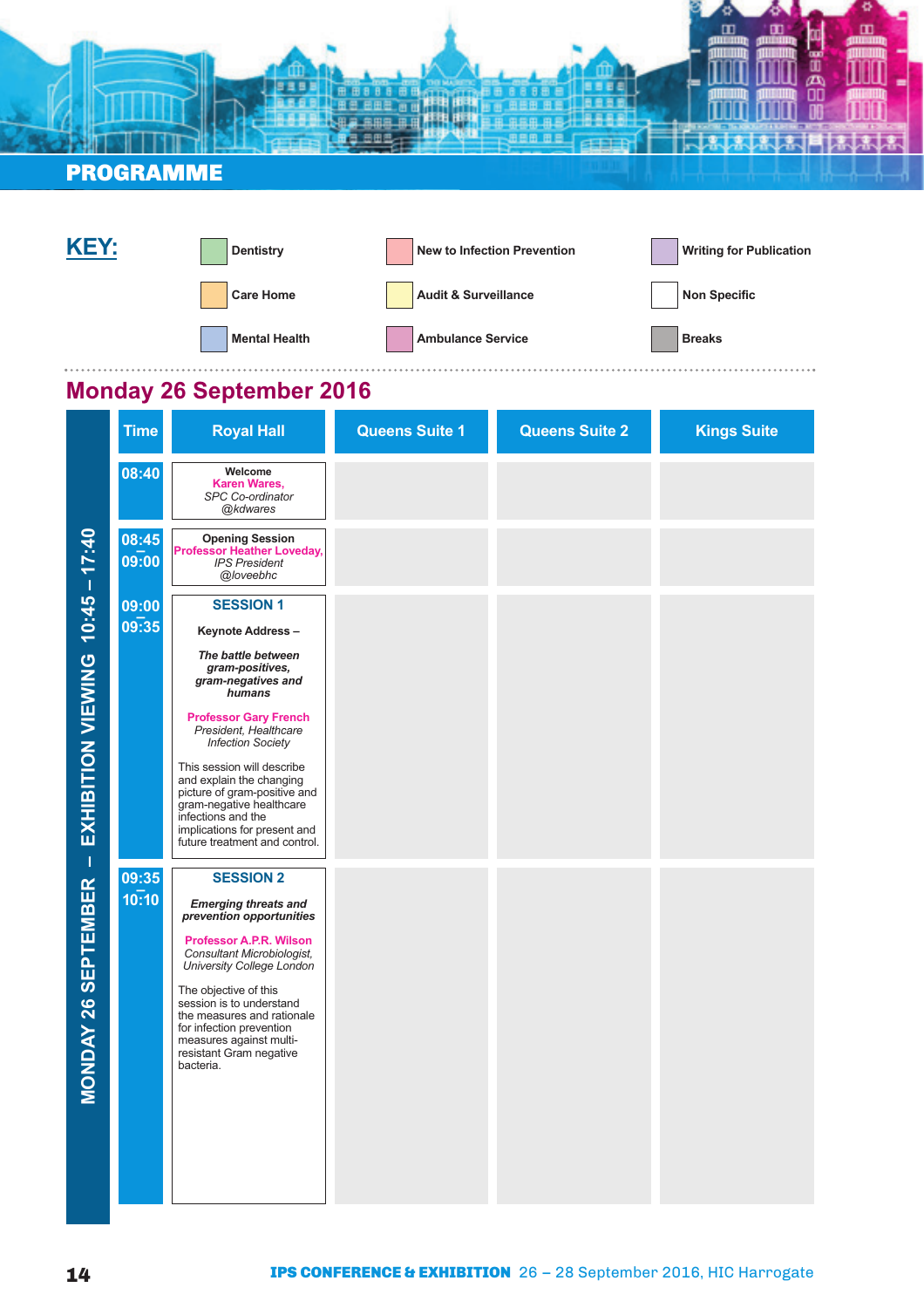# PROGRAMME

## KEY:

| | | |
|---|---|---|
| Dentistry | New to Infection Prevention | Writing for Publication |
| Care Home | Audit & Surveillance | Non Specific |
| Mental Health | Ambulance Service | Breaks |

## Monday 26 September 2016

MONDAY 26 SEPTEMBER – EXHIBITION VIEWING 10:45 – 17:40

| Time | Royal Hall | Queens Suite 1 | Queens Suite 2 | Kings Suite |
|---|---|---|---|---|
| 08:40 | **Welcome**<br>Karen Wares,<br>*SPC Co-ordinator*<br>*@kdwares* | | | |
| 08:45 – 09:00 | **Opening Session**<br>Professor Heather Loveday,<br>*IPS President*<br>*@loveebhc* | | | |
| 09:00 – 09:35 | **SESSION 1**<br>**Keynote Address –**<br>***The battle between gram-positives, gram-negatives and humans***<br>Professor Gary French<br>*President, Healthcare Infection Society*<br>This session will describe and explain the changing picture of gram-positive and gram-negative healthcare infections and the implications for present and future treatment and control. | | | |
| 09:35 – 10:10 | **SESSION 2**<br>***Emerging threats and prevention opportunities***<br>Professor A.P.R. Wilson<br>*Consultant Microbiologist, University College London*<br>The objective of this session is to understand the measures and rationale for infection prevention measures against multi-resistant Gram negative bacteria. | | | |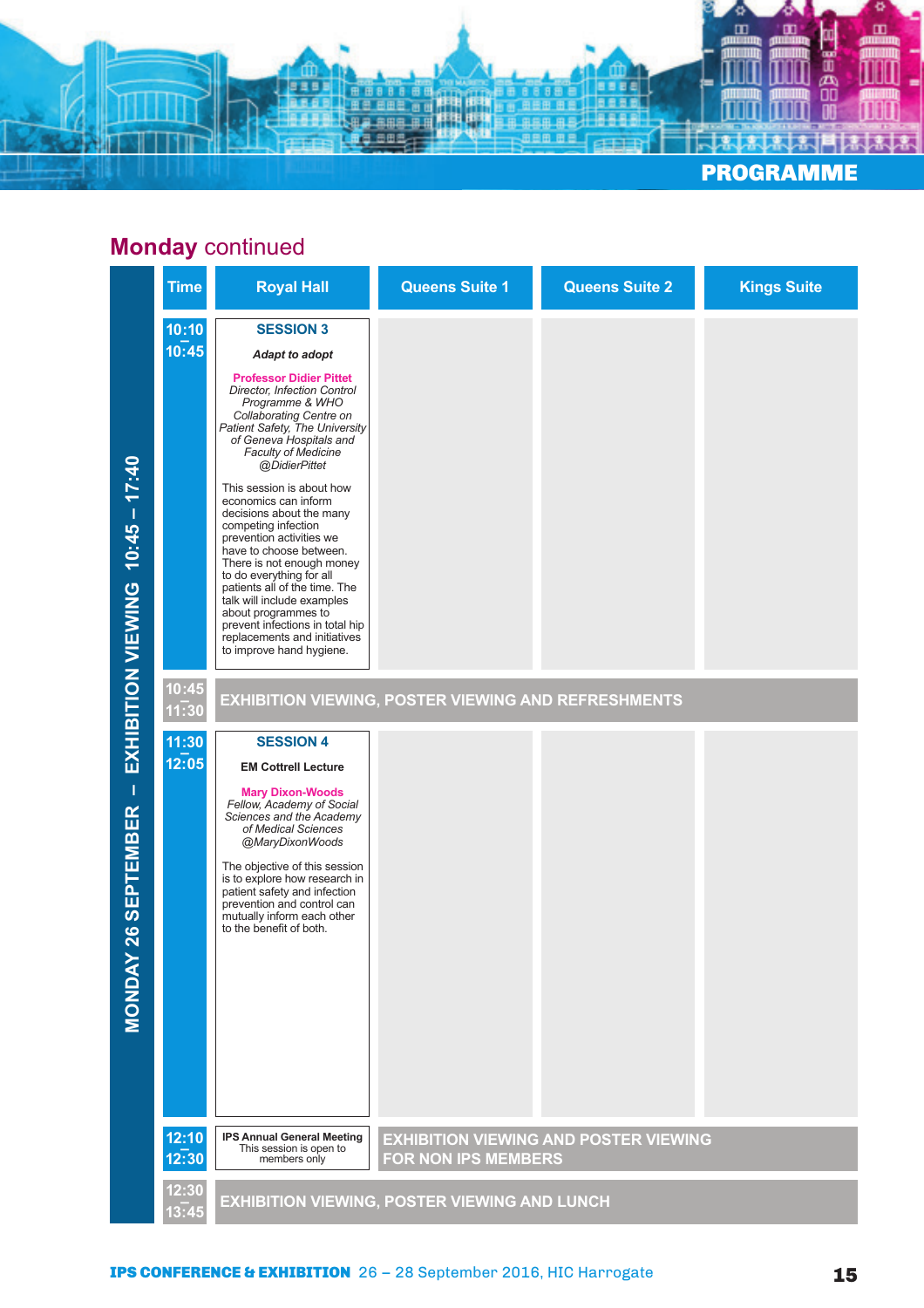## Monday continued

MONDAY 26 SEPTEMBER – EXHIBITION VIEWING 10:45 – 17:40

| Time | Royal Hall | Queens Suite 1 | Queens Suite 2 | Kings Suite |
|---|---|---|---|---|
| 10:10 – 10:45 | **SESSION 3**<br><br>***Adapt to adopt***<br><br>**Professor Didier Pittet**<br>*Director, Infection Control Programme & WHO Collaborating Centre on Patient Safety, The University of Geneva Hospitals and Faculty of Medicine*<br>*@DidierPittet*<br><br>This session is about how economics can inform decisions about the many competing infection prevention activities we have to choose between. There is not enough money to do everything for all patients all of the time. The talk will include examples about programmes to prevent infections in total hip replacements and initiatives to improve hand hygiene. | | | |
| 10:45 – 11:30 | **EXHIBITION VIEWING, POSTER VIEWING AND REFRESHMENTS** | | | |
| 11:30 – 12:05 | **SESSION 4**<br><br>**EM Cottrell Lecture**<br><br>**Mary Dixon-Woods**<br>*Fellow, Academy of Social Sciences and the Academy of Medical Sciences*<br>*@MaryDixonWoods*<br><br>The objective of this session is to explore how research in patient safety and infection prevention and control can mutually inform each other to the benefit of both. | | | |
| 12:10 – 12:30 | **IPS Annual General Meeting**<br>This session is open to members only | **EXHIBITION VIEWING AND POSTER VIEWING FOR NON IPS MEMBERS** | | |
| 12:30 – 13:45 | **EXHIBITION VIEWING, POSTER VIEWING AND LUNCH** | | | |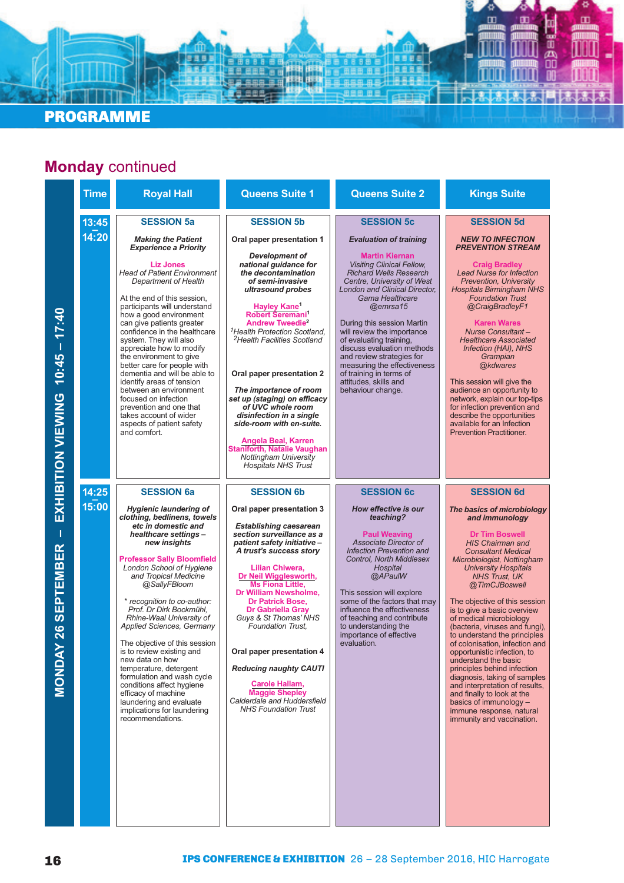## PROGRAMME

# Monday continued

**MONDAY 26 SEPTEMBER – EXHIBITION VIEWING 10:45 – 17:40**

| Time | Royal Hall | Queens Suite 1 | Queens Suite 2 | Kings Suite |
|---|---|---|---|---|
| 13:45 – 14:20 | **SESSION 5a**<br><br>***Making the Patient Experience a Priority***<br><br>**Liz Jones**<br>*Head of Patient Environment Department of Health*<br><br>At the end of this session, participants will understand how a good environment can give patients greater confidence in the healthcare system. They will also appreciate how to modify the environment to give better care for people with dementia and will be able to identify areas of tension between an environment focused on infection prevention and one that takes account of wider aspects of patient safety and comfort. | **SESSION 5b**<br><br>Oral paper presentation 1<br><br>***Development of national guidance for the decontamination of semi-invasive ultrasound probes***<br><br>**Hayley Kane**[1]<br>**Robert Seremani**[1]<br>**Andrew Tweedie**[2]<br>[1]*Health Protection Scotland,*<br>[2]*Health Facilities Scotland*<br><br>Oral paper presentation 2<br><br>***The importance of room set up (staging) on efficacy of UVC whole room disinfection in a single side-room with en-suite.***<br><br>**Angela Beal, Karren Staniforth, Natalie Vaughan**<br>*Nottingham University Hospitals NHS Trust* | **SESSION 5c**<br><br>***Evaluation of training***<br><br>**Martin Kiernan**<br>*Visiting Clinical Fellow, Richard Wells Research Centre, University of West London and Clinical Director, Gama Healthcare*<br>*@emrsa15*<br><br>During this session Martin will review the importance of evaluating training, discuss evaluation methods and review strategies for measuring the effectiveness of training in terms of attitudes, skills and behaviour change. | **SESSION 5d**<br><br>***NEW TO INFECTION PREVENTION STREAM***<br><br>**Craig Bradley**<br>*Lead Nurse for Infection Prevention, University Hospitals Birmingham NHS Foundation Trust*<br>*@CraigBradleyF1*<br><br>**Karen Wares**<br>*Nurse Consultant – Healthcare Associated Infection (HAI), NHS Grampian*<br>*@kdwares*<br><br>This session will give the audience an opportunity to network, explain our top-tips for infection prevention and describe the opportunities available for an Infection Prevention Practitioner. |
| 14:25 – 15:00 | **SESSION 6a**<br><br>***Hygienic laundering of clothing, bedlinens, towels etc in domestic and healthcare settings – new insights***<br><br>**Professor Sally Bloomfield**<br>*London School of Hygiene and Tropical Medicine*<br>*@SallyFBloom*<br><br>*\* recognition to co-author: Prof. Dr Dirk Bockmühl, Rhine-Waal University of Applied Sciences, Germany*<br><br>The objective of this session is to review existing and new data on how temperature, detergent formulation and wash cycle conditions affect hygiene efficacy of machine laundering and evaluate implications for laundering recommendations. | **SESSION 6b**<br><br>Oral paper presentation 3<br><br>***Establishing caesarean section surveillance as a patient safety initiative – A trust's success story***<br><br>**Lilian Chiwera, Dr Neil Wigglesworth, Ms Fiona Little, Dr William Newsholme, Dr Patrick Bose, Dr Gabriella Gray**<br>*Guys & St Thomas' NHS Foundation Trust,*<br><br>Oral paper presentation 4<br><br>***Reducing naughty CAUTI***<br><br>**Carole Hallam, Maggie Shepley**<br>*Calderdale and Huddersfield NHS Foundation Trust* | **SESSION 6c**<br><br>***How effective is our teaching?***<br><br>**Paul Weaving**<br>*Associate Director of Infection Prevention and Control, North Middlesex Hospital*<br>*@APaulW*<br><br>This session will explore some of the factors that may influence the effectiveness of teaching and contribute to understanding the importance of effective evaluation. | **SESSION 6d**<br><br>***The basics of microbiology and immunology***<br><br>**Dr Tim Boswell**<br>*HIS Chairman and Consultant Medical Microbiologist, Nottingham University Hospitals NHS Trust, UK*<br>*@TimCJBoswell*<br><br>The objective of this session is to give a basic overview of medical microbiology (bacteria, viruses and fungi), to understand the principles of colonisation, infection and opportunistic infection, to understand the basic principles behind infection diagnosis, taking of samples and interpretation of results, and finally to look at the basics of immunology – immune response, natural immunity and vaccination. |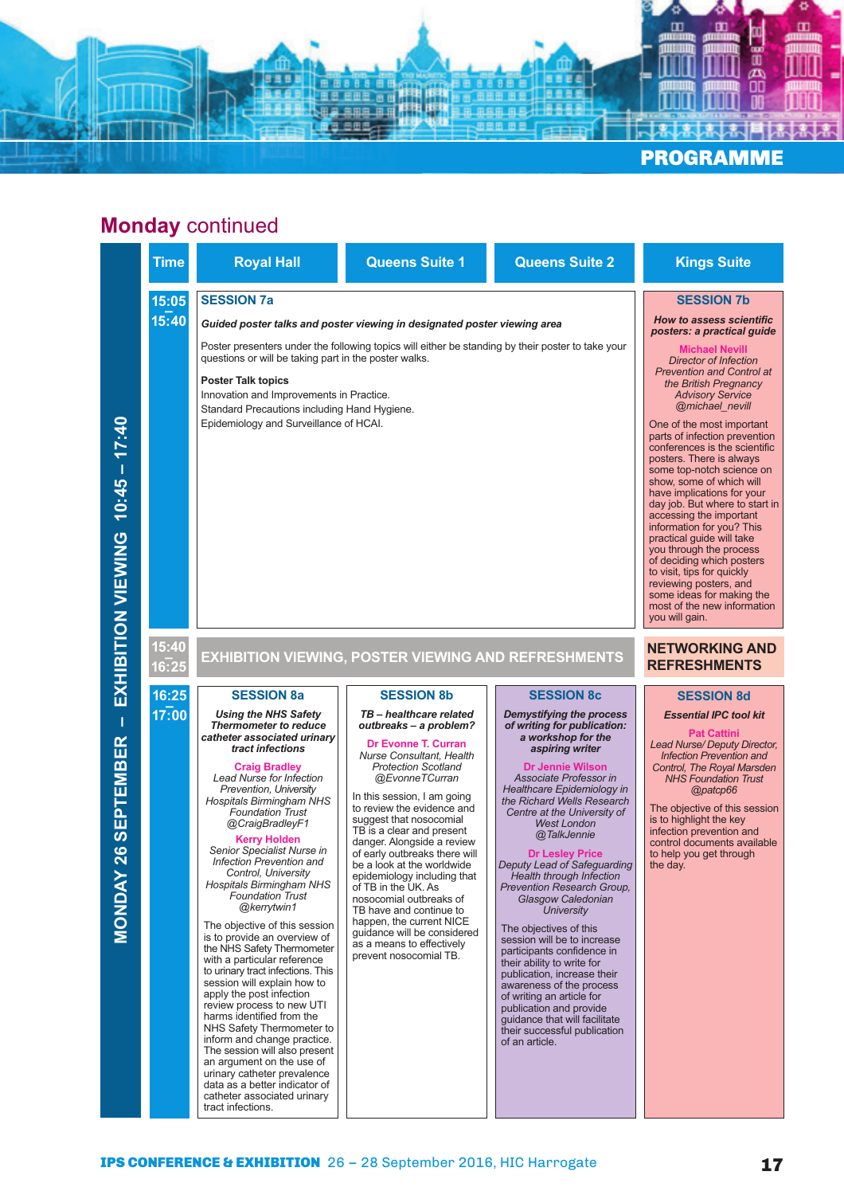## PROGRAMME

# Monday continued

**MONDAY 26 SEPTEMBER – EXHIBITION VIEWING 10:45 – 17:40**

| Time | Royal Hall | Queens Suite 1 | Queens Suite 2 | Kings Suite |
|---|---|---|---|---|
| 15:05 – 15:40 | **SESSION 7a**<br><br>***Guided poster talks and poster viewing in designated poster viewing area***<br><br>Poster presenters under the following topics will either be standing by their poster to take your questions or will be taking part in the poster walks.<br><br>**Poster Talk topics**<br>Innovation and Improvements in Practice.<br>Standard Precautions including Hand Hygiene.<br>Epidemiology and Surveillance of HCAI. | | | **SESSION 7b**<br><br>***How to assess scientific posters: a practical guide***<br><br>**Michael Nevill**<br>*Director of Infection Prevention and Control at the British Pregnancy Advisory Service*<br>*@michael_nevill*<br><br>One of the most important parts of infection prevention conferences is the scientific posters. There is always some top-notch science on show, some of which will have implications for your day job. But where to start in accessing the important information for you? This practical guide will take you through the process of deciding which posters to visit, tips for quickly reviewing posters, and some ideas for making the most of the new information you will gain. |
| 15:40 – 16:25 | **EXHIBITION VIEWING, POSTER VIEWING AND REFRESHMENTS** | | | **NETWORKING AND REFRESHMENTS** |
| 16:25 – 17:00 | **SESSION 8a**<br><br>***Using the NHS Safety Thermometer to reduce catheter associated urinary tract infections***<br><br>**Craig Bradley**<br>*Lead Nurse for Infection Prevention, University Hospitals Birmingham NHS Foundation Trust*<br>*@CraigBradleyF1*<br><br>**Kerry Holden**<br>*Senior Specialist Nurse in Infection Prevention and Control, University Hospitals Birmingham NHS Foundation Trust*<br>*@kerrytwin1*<br><br>The objective of this session is to provide an overview of the NHS Safety Thermometer with a particular reference to urinary tract infections. This session will explain how to apply the post infection review process to new UTI harms identified from the NHS Safety Thermometer to inform and change practice. The session will also present an argument on the use of urinary catheter prevalence data as a better indicator of catheter associated urinary tract infections. | **SESSION 8b**<br><br>***TB – healthcare related outbreaks – a problem?***<br><br>**Dr Evonne T. Curran**<br>*Nurse Consultant, Health Protection Scotland*<br>*@EvonneTCurran*<br><br>In this session, I am going to review the evidence and suggest that nosocomial TB is a clear and present danger. Alongside a review of early outbreaks there will be a look at the worldwide epidemiology including that of TB in the UK. As nosocomial outbreaks of TB have and continue to happen, the current NICE guidance will be considered as a means to effectively prevent nosocomial TB. | **SESSION 8c**<br><br>***Demystifying the process of writing for publication: a workshop for the aspiring writer***<br><br>**Dr Jennie Wilson**<br>*Associate Professor in Healthcare Epidemiology in the Richard Wells Research Centre at the University of West London*<br>*@TalkJennie*<br><br>**Dr Lesley Price**<br>*Deputy Lead of Safeguarding Health through Infection Prevention Research Group, Glasgow Caledonian University*<br><br>The objectives of this session will be to increase participants confidence in their ability to write for publication, increase their awareness of the process of writing an article for publication and provide guidance that will facilitate their successful publication of an article. | **SESSION 8d**<br><br>***Essential IPC tool kit***<br><br>**Pat Cattini**<br>*Lead Nurse/ Deputy Director, Infection Prevention and Control, The Royal Marsden NHS Foundation Trust*<br>*@patcp66*<br><br>The objective of this session is to highlight the key infection prevention and control documents available to help you get through the day. |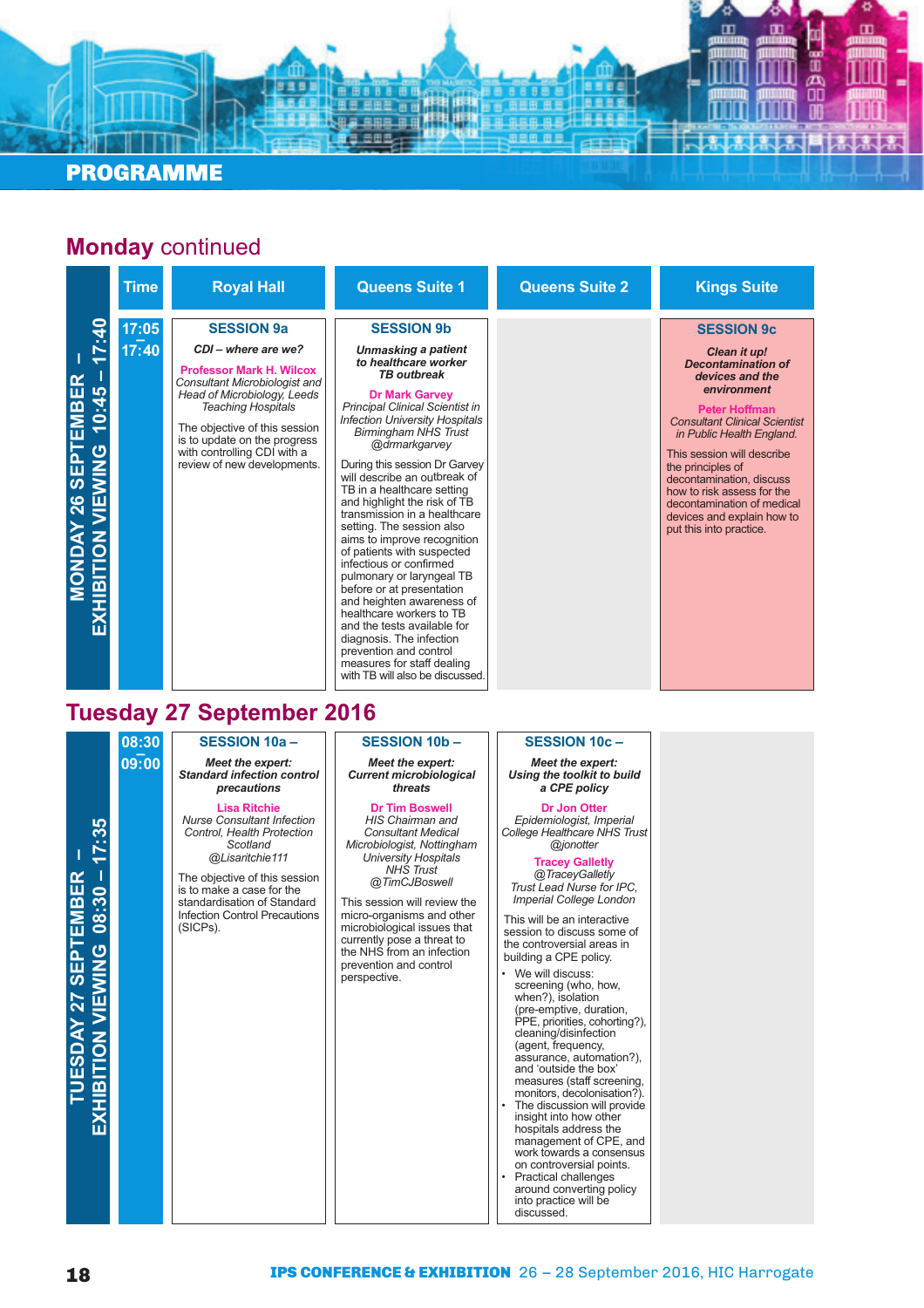## PROGRAMME

## **Monday** continued

**MONDAY 26 SEPTEMBER – EXHIBITION VIEWING 10:45 – 17:40**

| Time | Royal Hall | Queens Suite 1 | Queens Suite 2 | Kings Suite |
|---|---|---|---|---|
| 17:05 – 17:40 | **SESSION 9a**<br>***CDI – where are we?***<br>**Professor Mark H. Wilcox**<br>*Consultant Microbiologist and Head of Microbiology, Leeds Teaching Hospitals*<br>The objective of this session is to update on the progress with controlling CDI with a review of new developments. | **SESSION 9b**<br>***Unmasking a patient to healthcare worker TB outbreak***<br>**Dr Mark Garvey**<br>*Principal Clinical Scientist in Infection University Hospitals Birmingham NHS Trust*<br>*@drmarkgarvey*<br>During this session Dr Garvey will describe an outbreak of TB in a healthcare setting and highlight the risk of TB transmission in a healthcare setting. The session also aims to improve recognition of patients with suspected infectious or confirmed pulmonary or laryngeal TB before or at presentation and heighten awareness of healthcare workers to TB and the tests available for diagnosis. The infection prevention and control measures for staff dealing with TB will also be discussed. | | **SESSION 9c**<br>***Clean it up! Decontamination of devices and the environment***<br>**Peter Hoffman**<br>*Consultant Clinical Scientist in Public Health England.*<br>This session will describe the principles of decontamination, discuss how to risk assess for the decontamination of medical devices and explain how to put this into practice. |

## Tuesday 27 September 2016

**TUESDAY 27 SEPTEMBER – EXHIBITION VIEWING 08:30 – 17:35**

| Time | Royal Hall | Queens Suite 1 | Queens Suite 2 | Kings Suite |
|---|---|---|---|---|
| 08:30 – 09:00 | **SESSION 10a –**<br>***Meet the expert: Standard infection control precautions***<br>**Lisa Ritchie**<br>*Nurse Consultant Infection Control, Health Protection Scotland*<br>*@Lisaritchie111*<br>The objective of this session is to make a case for the standardisation of Standard Infection Control Precautions (SICPs). | **SESSION 10b –**<br>***Meet the expert: Current microbiological threats***<br>**Dr Tim Boswell**<br>*HIS Chairman and Consultant Medical Microbiologist, Nottingham University Hospitals NHS Trust*<br>*@TimCJBoswell*<br>This session will review the micro-organisms and other microbiological issues that currently pose a threat to the NHS from an infection prevention and control perspective. | **SESSION 10c –**<br>***Meet the expert: Using the toolkit to build a CPE policy***<br>**Dr Jon Otter**<br>*Epidemiologist, Imperial College Healthcare NHS Trust*<br>*@jonotter*<br>**Tracey Galletly**<br>*@TraceyGalletly*<br>*Trust Lead Nurse for IPC, Imperial College London*<br>This will be an interactive session to discuss some of the controversial areas in building a CPE policy.<br>• We will discuss: screening (who, how, when?), isolation (pre-emptive, duration, PPE, priorities, cohorting?), cleaning/disinfection (agent, frequency, assurance, automation?), and 'outside the box' measures (staff screening, monitors, decolonisation?).<br>• The discussion will provide insight into how other hospitals address the management of CPE, and work towards a consensus on controversial points.<br>• Practical challenges around converting policy into practice will be discussed. | |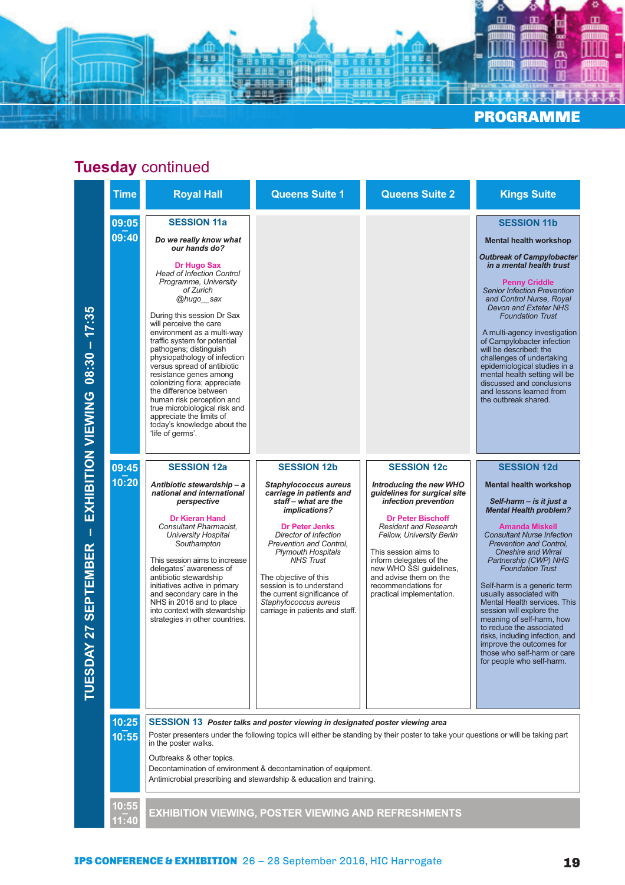## Tuesday continued

**TUESDAY 27 SEPTEMBER – EXHIBITION VIEWING 08:30 – 17:35**

| Time | Royal Hall | Queens Suite 1 | Queens Suite 2 | Kings Suite |
|---|---|---|---|---|
| 09:05 – 09:40 | **SESSION 11a**<br><br>***Do we really know what our hands do?***<br><br>**Dr Hugo Sax**<br>*Head of Infection Control Programme, University of Zurich*<br>*@hugo__sax*<br><br>During this session Dr Sax will perceive the care environment as a multi-way traffic system for potential pathogens; distinguish physiopathology of infection versus spread of antibiotic resistance genes among colonizing flora; appreciate the difference between human risk perception and true microbiological risk and appreciate the limits of today's knowledge about the 'life of germs'. | | | **SESSION 11b**<br><br>**Mental health workshop**<br><br>***Outbreak of Campylobacter in a mental health trust***<br><br>**Penny Criddle**<br>*Senior Infection Prevention and Control Nurse, Royal Devon and Exeter NHS Foundation Trust*<br><br>A multi-agency investigation of Campylobacter infection will be described; the challenges of undertaking epidemiological studies in a mental health setting will be discussed and conclusions and lessons learned from the outbreak shared. |
| 09:45 – 10:20 | **SESSION 12a**<br><br>***Antibiotic stewardship – a national and international perspective***<br><br>**Dr Kieran Hand**<br>*Consultant Pharmacist, University Hospital Southampton*<br><br>This session aims to increase delegates' awareness of antibiotic stewardship initiatives active in primary and secondary care in the NHS in 2016 and to place into context with stewardship strategies in other countries. | **SESSION 12b**<br><br>***Staphylococcus aureus carriage in patients and staff – what are the implications?***<br><br>**Dr Peter Jenks**<br>*Director of Infection Prevention and Control, Plymouth Hospitals NHS Trust*<br><br>The objective of this session is to understand the current significance of *Staphylococcus aureus* carriage in patients and staff. | **SESSION 12c**<br><br>***Introducing the new WHO guidelines for surgical site infection prevention***<br><br>**Dr Peter Bischoff**<br>*Resident and Research Fellow, University Berlin*<br><br>This session aims to inform delegates of the new WHO SSI guidelines, and advise them on the recommendations for practical implementation. | **SESSION 12d**<br><br>**Mental health workshop**<br><br>***Self-harm – is it just a Mental Health problem?***<br><br>**Amanda Miskell**<br>*Consultant Nurse Infection Prevention and Control, Cheshire and Wirral Partnership (CWP) NHS Foundation Trust*<br><br>Self-harm is a generic term usually associated with Mental Health services. This session will explore the meaning of self-harm, how to reduce the associated risks, including infection, and improve the outcomes for those who self-harm or care for people who self-harm. |
| 10:25 – 10:55 | **SESSION 13** ***Poster talks and poster viewing in designated poster viewing area***<br><br>Poster presenters under the following topics will either be standing by their poster to take your questions or will be taking part in the poster walks.<br><br>Outbreaks & other topics.<br>Decontamination of environment & decontamination of equipment.<br>Antimicrobial prescribing and stewardship & education and training. | | | |
| 10:55 – 11:40 | **EXHIBITION VIEWING, POSTER VIEWING AND REFRESHMENTS** | | | |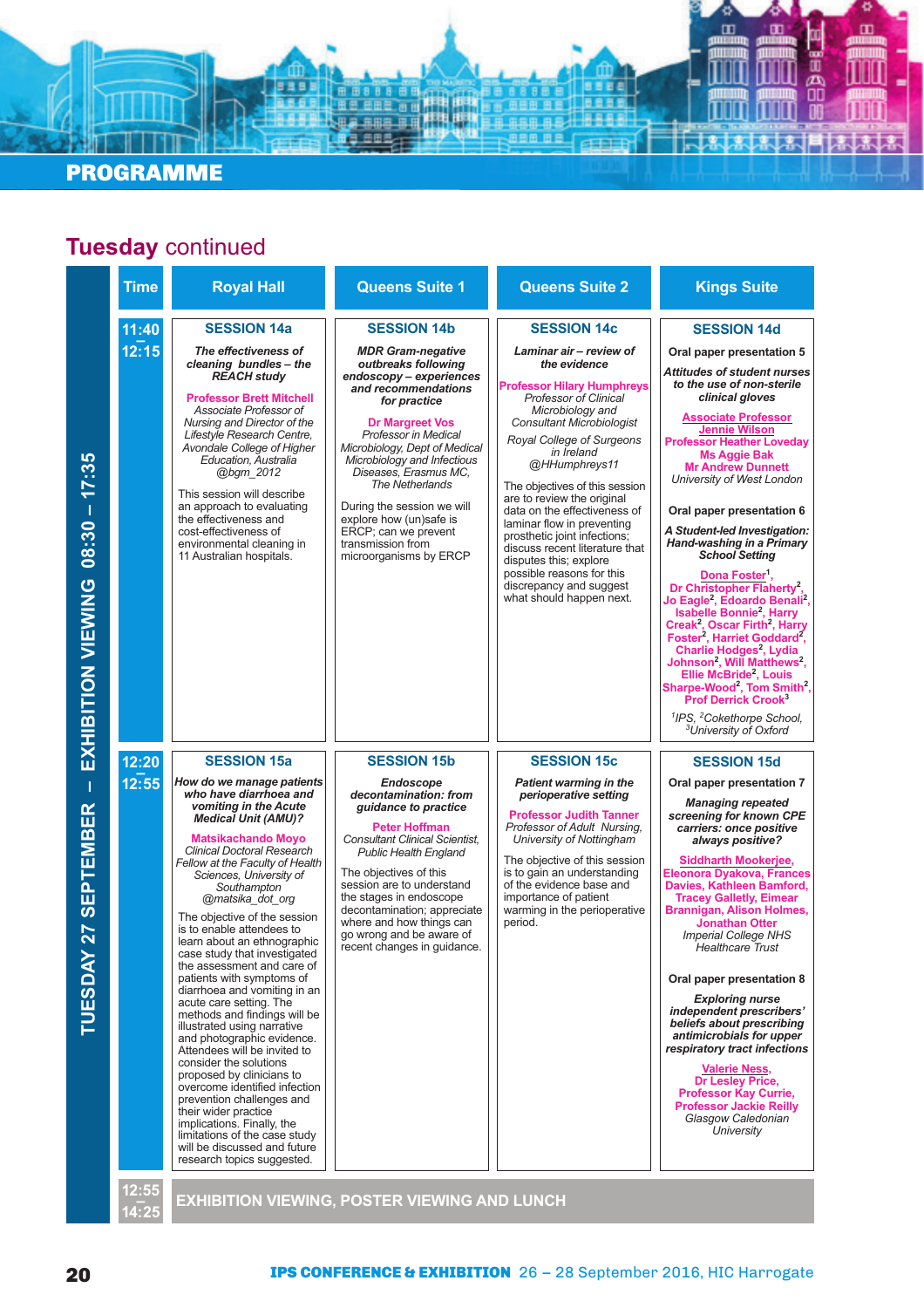# PROGRAMME

## Tuesday continued

**TUESDAY 27 SEPTEMBER – EXHIBITION VIEWING 08:30 – 17:35**

| Time | Royal Hall | Queens Suite 1 | Queens Suite 2 | Kings Suite |
|---|---|---|---|---|
| 11:40 – 12:15 | **SESSION 14a**<br>***The effectiveness of cleaning bundles – the REACH study***<br>**Professor Brett Mitchell**<br>*Associate Professor of Nursing and Director of the Lifestyle Research Centre, Avondale College of Higher Education, Australia*<br>*@bgm_2012*<br>This session will describe an approach to evaluating the effectiveness and cost-effectiveness of environmental cleaning in 11 Australian hospitals. | **SESSION 14b**<br>***MDR Gram-negative outbreaks following endoscopy – experiences and recommendations for practice***<br>**Dr Margreet Vos**<br>*Professor in Medical Microbiology, Dept of Medical Microbiology and Infectious Diseases, Erasmus MC, The Netherlands*<br>During the session we will explore how (un)safe is ERCP; can we prevent transmission from microorganisms by ERCP | **SESSION 14c**<br>***Laminar air – review of the evidence***<br>**Professor Hilary Humphreys**<br>*Professor of Clinical Microbiology and Consultant Microbiologist*<br>*Royal College of Surgeons in Ireland*<br>*@HHumphreys11*<br>The objectives of this session are to review the original data on the effectiveness of laminar flow in preventing prosthetic joint infections; discuss recent literature that disputes this; explore possible reasons for this discrepancy and suggest what should happen next. | **SESSION 14d**<br>**Oral paper presentation 5**<br>***Attitudes of student nurses to the use of non-sterile clinical gloves***<br>**Associate Professor Jennie Wilson**<br>**Professor Heather Loveday**<br>**Ms Aggie Bak**<br>**Mr Andrew Dunnett**<br>*University of West London*<br><br>**Oral paper presentation 6**<br>***A Student-led Investigation: Hand-washing in a Primary School Setting***<br>**Dona Foster[1], Dr Christopher Flaherty[2], Jo Eagle[2], Edoardo Benali[2], Isabelle Bonnie[2], Harry Creak[2], Oscar Firth[2], Harry Foster[2], Harriet Goddard[2], Charlie Hodges[2], Lydia Johnson[2], Will Matthews[2], Ellie McBride[2], Louis Sharpe-Wood[2], Tom Smith[2], Prof Derrick Crook[3]**<br>*[1]IPS, [2]Cokethorpe School, [3]University of Oxford* |
| 12:20 – 12:55 | **SESSION 15a**<br>***How do we manage patients who have diarrhoea and vomiting in the Acute Medical Unit (AMU)?***<br>**Matsikachando Moyo**<br>*Clinical Doctoral Research Fellow at the Faculty of Health Sciences, University of Southampton*<br>*@matsika_dot_org*<br>The objective of the session is to enable attendees to learn about an ethnographic case study that investigated the assessment and care of patients with symptoms of diarrhoea and vomiting in an acute care setting. The methods and findings will be illustrated using narrative and photographic evidence. Attendees will be invited to consider the solutions proposed by clinicians to overcome identified infection prevention challenges and their wider practice implications. Finally, the limitations of the case study will be discussed and future research topics suggested. | **SESSION 15b**<br>***Endoscope decontamination: from guidance to practice***<br>**Peter Hoffman**<br>*Consultant Clinical Scientist, Public Health England*<br>The objectives of this session are to understand the stages in endoscope decontamination; appreciate where and how things can go wrong and be aware of recent changes in guidance. | **SESSION 15c**<br>***Patient warming in the perioperative setting***<br>**Professor Judith Tanner**<br>*Professor of Adult Nursing, University of Nottingham*<br>The objective of this session is to gain an understanding of the evidence base and importance of patient warming in the perioperative period. | **SESSION 15d**<br>**Oral paper presentation 7**<br>***Managing repeated screening for known CPE carriers: once positive always positive?***<br>**Siddharth Mookerjee, Eleonora Dyakova, Frances Davies, Kathleen Bamford, Tracey Galletly, Eimear Brannigan, Alison Holmes, Jonathan Otter**<br>*Imperial College NHS Healthcare Trust*<br><br>**Oral paper presentation 8**<br>***Exploring nurse independent prescribers' beliefs about prescribing antimicrobials for upper respiratory tract infections***<br>**Valerie Ness, Dr Lesley Price, Professor Kay Currie, Professor Jackie Reilly**<br>*Glasgow Caledonian University* |
| 12:55 – 14:25 | **EXHIBITION VIEWING, POSTER VIEWING AND LUNCH** | | | |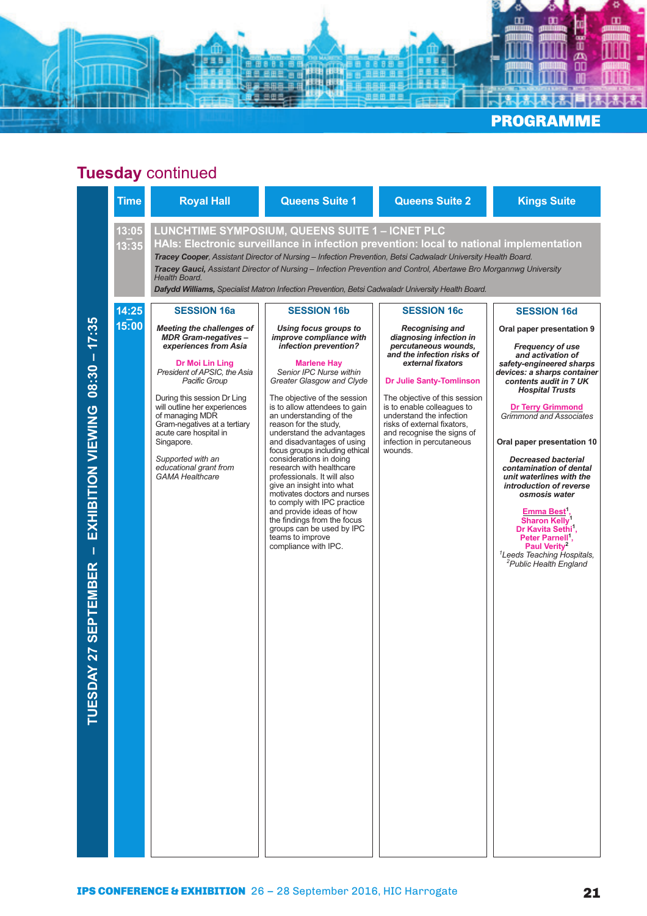## Tuesday continued

**TUESDAY 27 SEPTEMBER – EXHIBITION VIEWING 08:30 – 17:35**

| Time | Royal Hall | Queens Suite 1 | Queens Suite 2 | Kings Suite |
|---|---|---|---|---|
| 13:05 – 13:35 | **LUNCHTIME SYMPOSIUM, QUEENS SUITE 1 – ICNET PLC**<br>**HAIs: Electronic surveillance in infection prevention: local to national implementation**<br>***Tracey Cooper**, Assistant Director of Nursing – Infection Prevention, Betsi Cadwaladr University Health Board.*<br>***Tracey Gauci**, Assistant Director of Nursing – Infection Prevention and Control, Abertawe Bro Morgannwg University Health Board.*<br>***Dafydd Williams**, Specialist Matron Infection Prevention, Betsi Cadwaladr University Health Board.* | | | |
| 14:25 – 15:00 | **SESSION 16a**<br>***Meeting the challenges of MDR Gram-negatives – experiences from Asia***<br>**Dr Moi Lin Ling**<br>*President of APSIC, the Asia Pacific Group*<br>During this session Dr Ling will outline her experiences of managing MDR Gram-negatives at a tertiary acute care hospital in Singapore.<br>*Supported with an educational grant from GAMA Healthcare* | **SESSION 16b**<br>***Using focus groups to improve compliance with infection prevention?***<br>**Marlene Hay**<br>*Senior IPC Nurse within Greater Glasgow and Clyde*<br>The objective of the session is to allow attendees to gain an understanding of the reason for the study, understand the advantages and disadvantages of using focus groups including ethical considerations in doing research with healthcare professionals. It will also give an insight into what motivates doctors and nurses to comply with IPC practice and provide ideas of how the findings from the focus groups can be used by IPC teams to improve compliance with IPC. | **SESSION 16c**<br>***Recognising and diagnosing infection in percutaneous wounds, and the infection risks of external fixators***<br>**Dr Julie Santy-Tomlinson**<br>The objective of this session is to enable colleagues to understand the infection risks of external fixators, and recognise the signs of infection in percutaneous wounds. | **SESSION 16d**<br>**Oral paper presentation 9**<br>***Frequency of use and activation of safety-engineered sharps devices: a sharps container contents audit in 7 UK Hospital Trusts***<br>**Dr Terry Grimmond**<br>*Grimmond and Associates*<br>**Oral paper presentation 10**<br>***Decreased bacterial contamination of dental unit waterlines with the introduction of reverse osmosis water***<br>**Emma Best**[1], **Sharon Kelly**[1], **Dr Kavita Sethi**[1], **Peter Parnell**[1], **Paul Verity**[2]<br>*[1]Leeds Teaching Hospitals, [2]Public Health England* |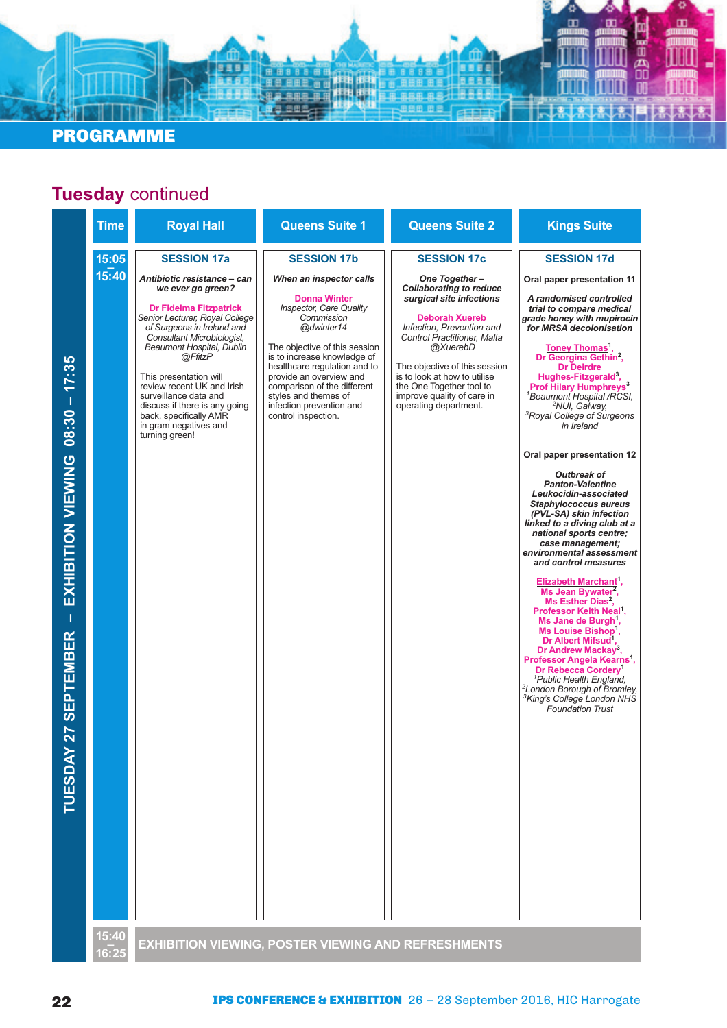# PROGRAMME

## Tuesday continued

**TUESDAY 27 SEPTEMBER – EXHIBITION VIEWING 08:30 – 17:35**

| Time | Royal Hall | Queens Suite 1 | Queens Suite 2 | Kings Suite |
|---|---|---|---|---|
| 15:05 – 15:40 | **SESSION 17a**<br><br>***Antibiotic resistance – can we ever go green?***<br><br>**Dr Fidelma Fitzpatrick**<br>*Senior Lecturer, Royal College of Surgeons in Ireland and Consultant Microbiologist, Beaumont Hospital, Dublin @FfitzP*<br><br>This presentation will review recent UK and Irish surveillance data and discuss if there is any going back, specifically AMR in gram negatives and turning green! | **SESSION 17b**<br><br>***When an inspector calls***<br><br>**Donna Winter**<br>*Inspector, Care Quality Commission @dwinter14*<br><br>The objective of this session is to increase knowledge of healthcare regulation and to provide an overview and comparison of the different styles and themes of infection prevention and control inspection. | **SESSION 17c**<br><br>***One Together – Collaborating to reduce surgical site infections***<br><br>**Deborah Xuereb**<br>*Infection, Prevention and Control Practitioner, Malta @XuerebD*<br><br>The objective of this session is to look at how to utilise the One Together tool to improve quality of care in operating department. | **SESSION 17d**<br><br>**Oral paper presentation 11**<br><br>***A randomised controlled trial to compare medical grade honey with mupirocin for MRSA decolonisation***<br><br>**Toney Thomas[1], Dr Georgina Gethin[2], Dr Deirdre Hughes-Fitzgerald[3], Prof Hilary Humphreys[3]**<br>*[1]Beaumont Hospital /RCSI, [2]NUI, Galway, [3]Royal College of Surgeons in Ireland*<br><br>**Oral paper presentation 12**<br><br>***Outbreak of Panton-Valentine Leukocidin-associated Staphylococcus aureus (PVL-SA) skin infection linked to a diving club at a national sports centre; case management; environmental assessment and control measures***<br><br>**Elizabeth Marchant[1], Ms Jean Bywater[2], Ms Esther Dias[2], Professor Keith Neal[1], Ms Jane de Burgh[1], Ms Louise Bishop[1], Dr Albert Mifsud[1], Dr Andrew Mackay[3], Professor Angela Kearns[1], Dr Rebecca Cordery[1]**<br>*[1]Public Health England, [2]London Borough of Bromley, [3]King's College London NHS Foundation Trust* |
| 15:40 – 16:25 | **EXHIBITION VIEWING, POSTER VIEWING AND REFRESHMENTS** | | | |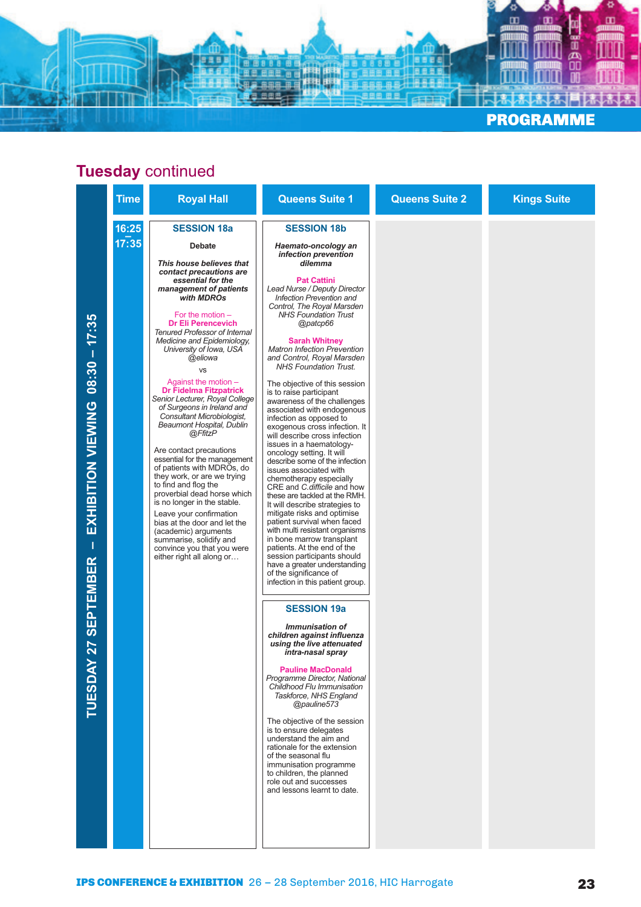PROGRAMME

## Tuesday continued

TUESDAY 27 SEPTEMBER – EXHIBITION VIEWING 08:30 – 17:35

| Time | Royal Hall | Queens Suite 1 | Queens Suite 2 | Kings Suite |
|---|---|---|---|---|
| 16:25 – 17:35 | **SESSION 18a**<br><br>Debate<br><br>***This house believes that contact precautions are essential for the management of patients with MDROs***<br><br>For the motion –<br>**Dr Eli Perencevich**<br>*Tenured Professor of Internal Medicine and Epidemiology, University of Iowa, USA*<br>*@eliowa*<br><br>vs<br><br>Against the motion –<br>**Dr Fidelma Fitzpatrick**<br>*Senior Lecturer, Royal College of Surgeons in Ireland and Consultant Microbiologist, Beaumont Hospital, Dublin*<br>*@FfitzP*<br><br>Are contact precautions essential for the management of patients with MDROs, do they work, or are we trying to find and flog the proverbial dead horse which is no longer in the stable.<br>Leave your confirmation bias at the door and let the (academic) arguments summarise, solidify and convince you that you were either right all along or… | **SESSION 18b**<br><br>***Haemato-oncology an infection prevention dilemma***<br><br>**Pat Cattini**<br>*Lead Nurse / Deputy Director Infection Prevention and Control, The Royal Marsden NHS Foundation Trust*<br>*@patcp66*<br><br>**Sarah Whitney**<br>*Matron Infection Prevention and Control, Royal Marsden NHS Foundation Trust.*<br><br>The objective of this session is to raise participant awareness of the challenges associated with endogenous infection as opposed to exogenous cross infection. It will describe cross infection issues in a haematology-oncology setting. It will describe some of the infection issues associated with chemotherapy especially CRE and *C.difficile* and how these are tackled at the RMH. It will describe strategies to mitigate risks and optimise patient survival when faced with multi resistant organisms in bone marrow transplant patients. At the end of the session participants should have a greater understanding of the significance of infection in this patient group.<br><br>**SESSION 19a**<br><br>***Immunisation of children against influenza using the live attenuated intra-nasal spray***<br><br>**Pauline MacDonald**<br>*Programme Director, National Childhood Flu Immunisation Taskforce, NHS England*<br>*@pauline573*<br><br>The objective of the session is to ensure delegates understand the aim and rationale for the extension of the seasonal flu immunisation programme to children, the planned role out and successes and lessons learnt to date. | | |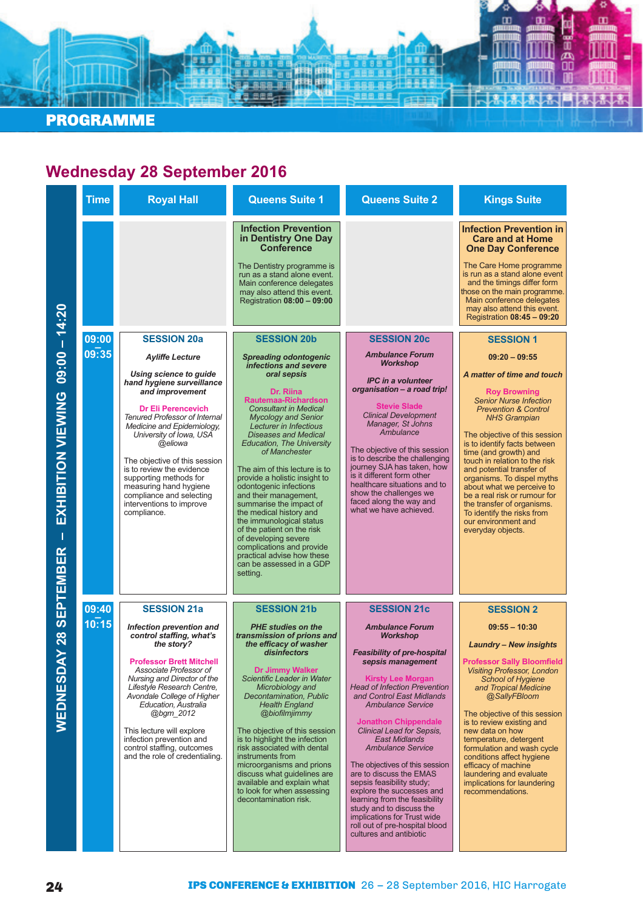# PROGRAMME

## Wednesday 28 September 2016

WEDNESDAY 28 SEPTEMBER – EXHIBITION VIEWING 09:00 – 14:20

| Time | Royal Hall | Queens Suite 1 | Queens Suite 2 | Kings Suite |
|---|---|---|---|---|
| | | **Infection Prevention in Dentistry One Day Conference**<br><br>The Dentistry programme is run as a stand alone event. Main conference delegates may also attend this event. Registration **08:00 – 09:00** | | **Infection Prevention in Care and at Home One Day Conference**<br><br>The Care Home programme is run as a stand alone event and the timings differ form those on the main programme. Main conference delegates may also attend this event. Registration **08:45 – 09:20** |
| **09:00 – 09:35** | **SESSION 20a**<br><br>***Ayliffe Lecture***<br><br>***Using science to guide hand hygiene surveillance and improvement***<br><br>**Dr Eli Perencevich**<br>*Tenured Professor of Internal Medicine and Epidemiology, University of Iowa, USA*<br>*@eliowa*<br><br>The objective of this session is to review the evidence supporting methods for measuring hand hygiene compliance and selecting interventions to improve compliance. | **SESSION 20b**<br><br>***Spreading odontogenic infections and severe oral sepsis***<br><br>**Dr. Riina Rautemaa-Richardson**<br>*Consultant in Medical Mycology and Senior Lecturer in Infectious Diseases and Medical Education, The University of Manchester*<br><br>The aim of this lecture is to provide a holistic insight to odontogenic infections and their management, summarise the impact of the medical history and the immunological status of the patient on the risk of developing severe complications and provide practical advise how these can be assessed in a GDP setting. | **SESSION 20c**<br><br>***Ambulance Forum Workshop***<br><br>***IPC in a volunteer organisation – a road trip!***<br><br>**Stevie Slade**<br>*Clinical Development Manager, St Johns Ambulance*<br><br>The objective of this session is to describe the challenging journey SJA has taken, how is it different form other healthcare situations and to show the challenges we faced along the way and what we have achieved. | **SESSION 1**<br><br>**09:20 – 09:55**<br><br>***A matter of time and touch***<br><br>**Roy Browning**<br>*Senior Nurse Infection Prevention & Control NHS Grampian*<br><br>The objective of this session is to identify facts between time (and growth) and touch in relation to the risk and potential transfer of organisms. To dispel myths about what we perceive to be a real risk or rumour for the transfer of organisms. To identify the risks from our environment and everyday objects. |
| **09:40 – 10:15** | **SESSION 21a**<br><br>***Infection prevention and control staffing, what's the story?***<br><br>**Professor Brett Mitchell**<br>*Associate Professor of Nursing and Director of the Lifestyle Research Centre, Avondale College of Higher Education, Australia*<br>*@bgm_2012*<br><br>This lecture will explore infection prevention and control staffing, outcomes and the role of credentialing. | **SESSION 21b**<br><br>***PHE studies on the transmission of prions and the efficacy of washer disinfectors***<br><br>**Dr Jimmy Walker**<br>*Scientific Leader in Water Microbiology and Decontamination, Public Health England*<br>*@biofilmjimmy*<br><br>The objective of this session is to highlight the infection risk associated with dental instruments from microorganisms and prions discuss what guidelines are available and explain what to look for when assessing decontamination risk. | **SESSION 21c**<br><br>***Ambulance Forum Workshop***<br><br>***Feasibility of pre-hospital sepsis management***<br><br>**Kirsty Lee Morgan**<br>*Head of Infection Prevention and Control East Midlands Ambulance Service*<br><br>**Jonathon Chippendale**<br>*Clinical Lead for Sepsis, East Midlands Ambulance Service*<br><br>The objectives of this session are to discuss the EMAS sepsis feasibility study; explore the successes and learning from the feasibility study and to discuss the implications for Trust wide roll out of pre-hospital blood cultures and antibiotic | **SESSION 2**<br><br>**09:55 – 10:30**<br><br>***Laundry – New insights***<br><br>**Professor Sally Bloomfield**<br>*Visiting Professor, London School of Hygiene and Tropical Medicine*<br>*@SallyFBloom*<br><br>The objective of this session is to review existing and new data on how temperature, detergent formulation and wash cycle conditions affect hygiene efficacy of machine laundering and evaluate implications for laundering recommendations. |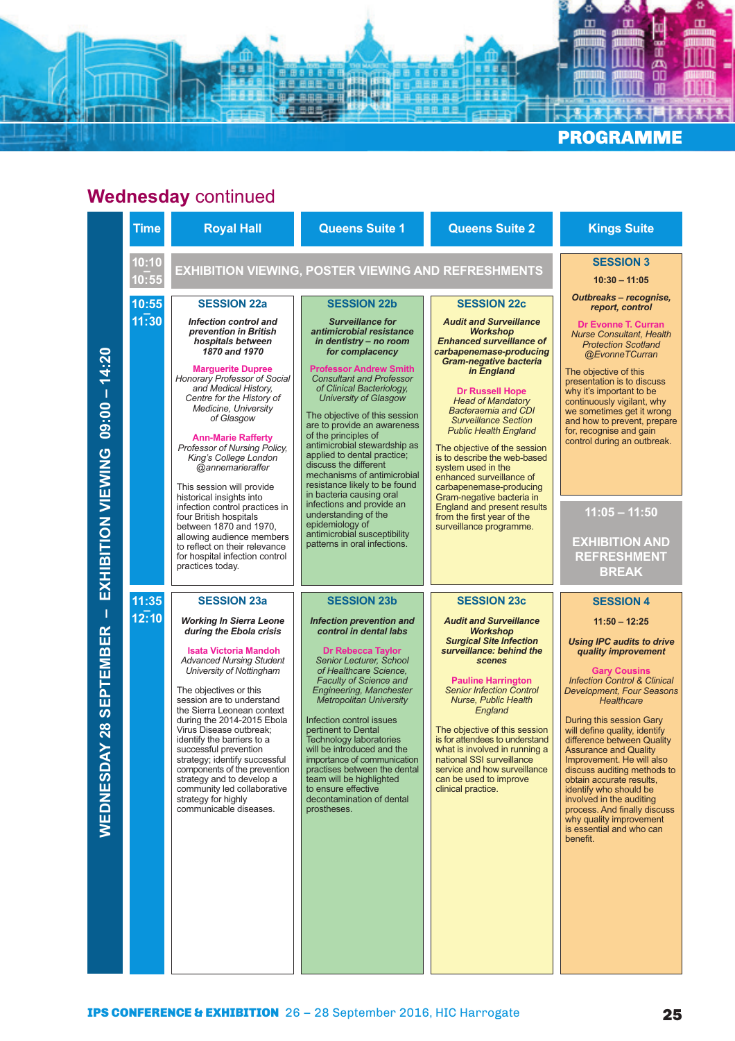## Wednesday continued

**WEDNESDAY 28 SEPTEMBER – EXHIBITION VIEWING 09:00 – 14:20**

| Time | Royal Hall | Queens Suite 1 | Queens Suite 2 | Kings Suite |
|---|---|---|---|---|
| 10:10 – 10:55 | EXHIBITION VIEWING, POSTER VIEWING AND REFRESHMENTS | | | **SESSION 3**<br>10:30 – 11:05<br>***Outbreaks – recognise, report, control***<br>**Dr Evonne T. Curran**<br>*Nurse Consultant, Health Protection Scotland @EvonneTCurran*<br>The objective of this presentation is to discuss why it's important to be continuously vigilant, why we sometimes get it wrong and how to prevent, prepare for, recognise and gain control during an outbreak. |
| 10:55 – 11:30 | **SESSION 22a**<br>***Infection control and prevention in British hospitals between 1870 and 1970***<br>**Marguerite Dupree**<br>*Honorary Professor of Social and Medical History, Centre for the History of Medicine, University of Glasgow*<br>**Ann-Marie Rafferty**<br>*Professor of Nursing Policy, King's College London @annemarieraffer*<br>This session will provide historical insights into infection control practices in four British hospitals between 1870 and 1970, allowing audience members to reflect on their relevance for hospital infection control practices today. | **SESSION 22b**<br>***Surveillance for antimicrobial resistance in dentistry – no room for complacency***<br>**Professor Andrew Smith**<br>*Consultant and Professor of Clinical Bacteriology, University of Glasgow*<br>The objective of this session are to provide an awareness of the principles of antimicrobial stewardship as applied to dental practice; discuss the different mechanisms of antimicrobial resistance likely to be found in bacteria causing oral infections and provide an understanding of the epidemiology of antimicrobial susceptibility patterns in oral infections. | **SESSION 22c**<br>***Audit and Surveillance Workshop Enhanced surveillance of carbapenemase-producing Gram-negative bacteria in England***<br>**Dr Russell Hope**<br>*Head of Mandatory Bacteraemia and CDI Surveillance Section Public Health England*<br>The objective of the session is to describe the web-based system used in the enhanced surveillance of carbapenemase-producing Gram-negative bacteria in England and present results from the first year of the surveillance programme. | **11:05 – 11:50**<br>**EXHIBITION AND REFRESHMENT BREAK** |
| 11:35 – 12:10 | **SESSION 23a**<br>***Working In Sierra Leone during the Ebola crisis***<br>**Isata Victoria Mandoh**<br>*Advanced Nursing Student University of Nottingham*<br>The objectives or this session are to understand the Sierra Leonean context during the 2014-2015 Ebola Virus Disease outbreak; identify the barriers to a successful prevention strategy; identify successful components of the prevention strategy and to develop a community led collaborative strategy for highly communicable diseases. | **SESSION 23b**<br>***Infection prevention and control in dental labs***<br>**Dr Rebecca Taylor**<br>*Senior Lecturer, School of Healthcare Science, Faculty of Science and Engineering, Manchester Metropolitan University*<br>Infection control issues pertinent to Dental Technology laboratories will be introduced and the importance of communication practises between the dental team will be highlighted to ensure effective decontamination of dental prostheses. | **SESSION 23c**<br>***Audit and Surveillance Workshop Surgical Site Infection surveillance: behind the scenes***<br>**Pauline Harrington**<br>*Senior Infection Control Nurse, Public Health England*<br>The objective of this session is for attendees to understand what is involved in running a national SSI surveillance service and how surveillance can be used to improve clinical practice. | **SESSION 4**<br>11:50 – 12:25<br>***Using IPC audits to drive quality improvement***<br>**Gary Cousins**<br>*Infection Control & Clinical Development, Four Seasons Healthcare*<br>During this session Gary will define quality, identify difference between Quality Assurance and Quality Improvement. He will also discuss auditing methods to obtain accurate results, identify who should be involved in the auditing process. And finally discuss why quality improvement is essential and who can benefit. |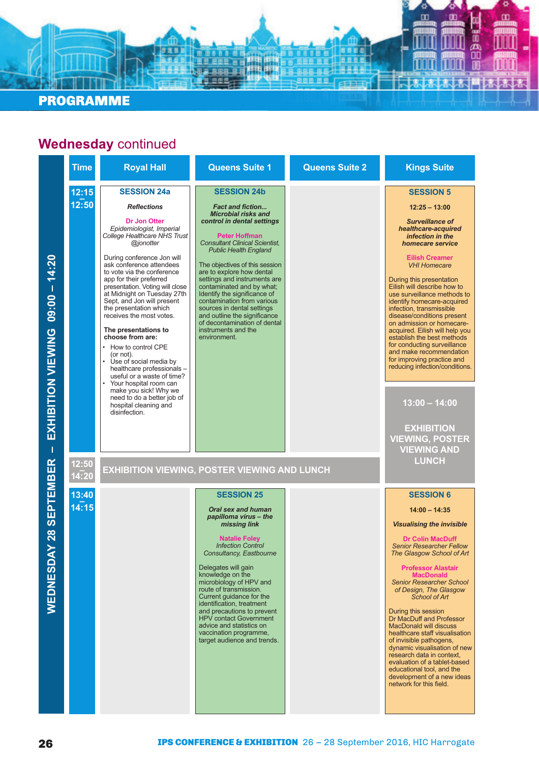## PROGRAMME

## Wednesday continued

WEDNESDAY 28 SEPTEMBER – EXHIBITION VIEWING 09:00 – 14:20

| Time | Royal Hall | Queens Suite 1 | Queens Suite 2 | Kings Suite |
|---|---|---|---|---|
| 12:15 – 12:50 | **SESSION 24a**<br>*Reflections*<br>**Dr Jon Otter**<br>*Epidemiologist, Imperial College Healthcare NHS Trust @jonotter*<br>During conference Jon will ask conference attendees to vote via the conference app for their preferred presentation. Voting will close at Midnight on Tuesday 27th Sept, and Jon will present the presentation which receives the most votes.<br>**The presentations to choose from are:**<br>• How to control CPE (or not).<br>• Use of social media by healthcare professionals – useful or a waste of time?<br>• Your hospital room can make you sick! Why we need to do a better job of hospital cleaning and disinfection. | **SESSION 24b**<br>*Fact and fiction... Microbial risks and control in dental settings*<br>**Peter Hoffman**<br>*Consultant Clinical Scientist, Public Health England*<br>The objectives of this session are to explore how dental settings and instruments are contaminated and by what; Identify the significance of contamination from various sources in dental settings and outline the significance of decontamination of dental instruments and the environment. | | **SESSION 5**<br>**12:25 – 13:00**<br>*Surveillance of healthcare-acquired infection in the homecare service*<br>**Eilish Creamer**<br>*VHI Homecare*<br>During this presentation Eilish will describe how to use surveillance methods to identify homecare-acquired infection, transmissible disease/conditions present on admission or homecare-acquired. Eilish will help you establish the best methods for conducting surveillance and make recommendation for improving practice and reducing infection/conditions.<br><br>**13:00 – 14:00**<br>**EXHIBITION VIEWING, POSTER VIEWING AND LUNCH** |
| 12:50 – 14:20 | **EXHIBITION VIEWING, POSTER VIEWING AND LUNCH** | | | |
| 13:40 – 14:15 | | **SESSION 25**<br>*Oral sex and human papilloma virus – the missing link*<br>**Natalie Foley**<br>*Infection Control Consultancy, Eastbourne*<br>Delegates will gain knowledge on the microbiology of HPV and route of transmission. Current guidance for the identification, treatment and precautions to prevent HPV contact Government advice and statistics on vaccination programme, target audience and trends. | | **SESSION 6**<br>**14:00 – 14:35**<br>*Visualising the invisible*<br>**Dr Colin MacDuff**<br>*Senior Researcher Fellow The Glasgow School of Art*<br>**Professor Alastair MacDonald**<br>*Senior Researcher School of Design, The Glasgow School of Art*<br>During this session Dr MacDuff and Professor MacDonald will discuss healthcare staff visualisation of invisible pathogens, dynamic visualisation of new research data in context, evaluation of a tablet-based educational tool, and the development of a new ideas network for this field. |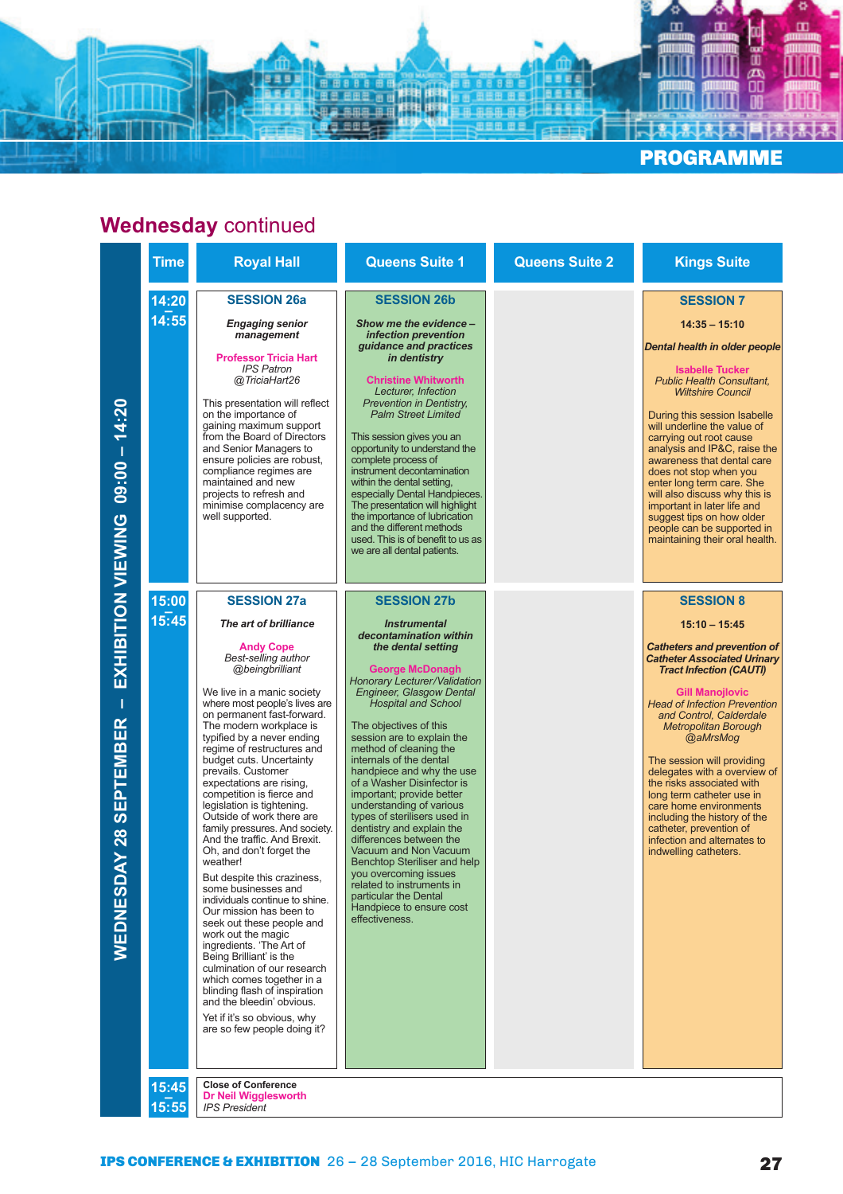PROGRAMME

## Wednesday continued

WEDNESDAY 28 SEPTEMBER – EXHIBITION VIEWING 09:00 – 14:20

| Time | Royal Hall | Queens Suite 1 | Queens Suite 2 | Kings Suite |
|---|---|---|---|---|
| 14:20 – 14:55 | **SESSION 26a**<br>***Engaging senior management***<br>Professor Tricia Hart<br>*IPS Patron*<br>*@TriciaHart26*<br>This presentation will reflect on the importance of gaining maximum support from the Board of Directors and Senior Managers to ensure policies are robust, compliance regimes are maintained and new projects to refresh and minimise complacency are well supported. | **SESSION 26b**<br>***Show me the evidence – infection prevention guidance and practices in dentistry***<br>Christine Whitworth<br>*Lecturer, Infection Prevention in Dentistry, Palm Street Limited*<br>This session gives you an opportunity to understand the complete process of instrument decontamination within the dental setting, especially Dental Handpieces. The presentation will highlight the importance of lubrication and the different methods used. This is of benefit to us as we are all dental patients. | | **SESSION 7**<br>**14:35 – 15:10**<br>***Dental health in older people***<br>Isabelle Tucker<br>*Public Health Consultant, Wiltshire Council*<br>During this session Isabelle will underline the value of carrying out root cause analysis and IP&C, raise the awareness that dental care does not stop when you enter long term care. She will also discuss why this is important in later life and suggest tips on how older people can be supported in maintaining their oral health. |
| 15:00 – 15:45 | **SESSION 27a**<br>***The art of brilliance***<br>Andy Cope<br>*Best-selling author*<br>*@beingbrilliant*<br>We live in a manic society where most people's lives are on permanent fast-forward. The modern workplace is typified by a never ending regime of restructures and budget cuts. Uncertainty prevails. Customer expectations are rising, competition is fierce and legislation is tightening. Outside of work there are family pressures. And society. And the traffic. And Brexit. Oh, and don't forget the weather!<br>But despite this craziness, some businesses and individuals continue to shine. Our mission has been to seek out these people and work out the magic ingredients. 'The Art of Being Brilliant' is the culmination of our research which comes together in a blinding flash of inspiration and the bleedin' obvious.<br>Yet if it's so obvious, why are so few people doing it? | **SESSION 27b**<br>***Instrumental decontamination within the dental setting***<br>George McDonagh<br>*Honorary Lecturer/Validation Engineer, Glasgow Dental Hospital and School*<br>The objectives of this session are to explain the method of cleaning the internals of the dental handpiece and why the use of a Washer Disinfector is important; provide better understanding of various types of sterilisers used in dentistry and explain the differences between the Vacuum and Non Vacuum Benchtop Steriliser and help you overcoming issues related to instruments in particular the Dental Handpiece to ensure cost effectiveness. | | **SESSION 8**<br>**15:10 – 15:45**<br>***Catheters and prevention of Catheter Associated Urinary Tract Infection (CAUTI)***<br>Gill Manojlovic<br>*Head of Infection Prevention and Control, Calderdale Metropolitan Borough*<br>*@aMrsMog*<br>The session will providing delegates with a overview of the risks associated with long term catheter use in care home environments including the history of the catheter, prevention of infection and alternates to indwelling catheters. |
| 15:45 – 15:55 | **Close of Conference**<br>Dr Neil Wigglesworth<br>*IPS President* | | | |